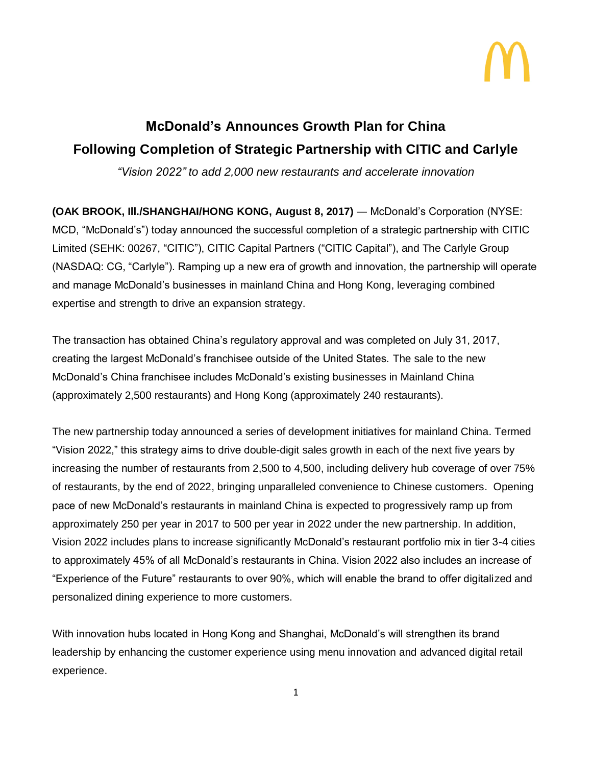# McDonald's Announces Growth Plan for China Following Completion of Strategic Partnership with CITIC and Carlyle

*"Vision 2022" to add 2,000 new restaurants and accelerate innovation*

**(OAK BROOK, Ill./SHANGHAI/HONG KONG, August 8, 2017)** — McDonald's Corporation (NYSE: MCD, "McDonald's") today announced the successful completion of a strategic partnership with CITIC Limited (SEHK: 00267, "CITIC"), CITIC Capital Partners ("CITIC Capital"), and The Carlyle Group (NASDAQ: CG, "Carlyle"). Ramping up a new era of growth and innovation, the partnership will operate and manage McDonald's businesses in mainland China and Hong Kong, leveraging combined expertise and strength to drive an expansion strategy.

The transaction has obtained China's regulatory approval and was completed on July 31, 2017, creating the largest McDonald's franchisee outside of the United States. The sale to the new McDonald's China franchisee includes McDonald's existing businesses in Mainland China (approximately 2,500 restaurants) and Hong Kong (approximately 240 restaurants).

The new partnership today announced a series of development initiatives for mainland China. Termed "Vision 2022," this strategy aims to drive double-digit sales growth in each of the next five years by increasing the number of restaurants from 2,500 to 4,500, including delivery hub coverage of over 75% of restaurants, by the end of 2022, bringing unparalleled convenience to Chinese customers. Opening pace of new McDonald's restaurants in mainland China is expected to progressively ramp up from approximately 250 per year in 2017 to 500 per year in 2022 under the new partnership. In addition, Vision 2022 includes plans to increase significantly McDonald's restaurant portfolio mix in tier 3-4 cities to approximately 45% of all McDonald's restaurants in China. Vision 2022 also includes an increase of "Experience of the Future" restaurants to over 90%, which will enable the brand to offer digitalized and personalized dining experience to more customers.

With innovation hubs located in Hong Kong and Shanghai, McDonald's will strengthen its brand leadership by enhancing the customer experience using menu innovation and advanced digital retail experience.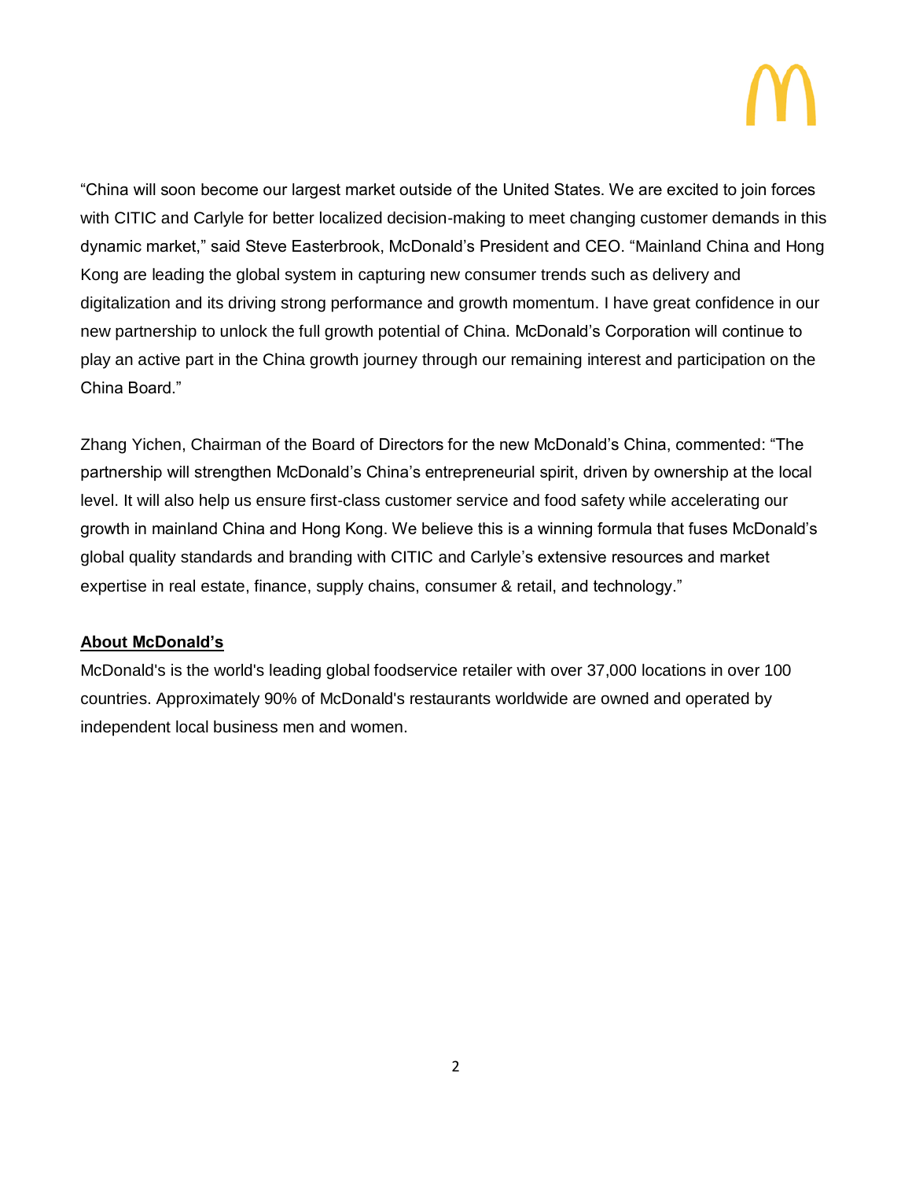"China will soon become our largest market outside of the United States. We are excited to join forces with CITIC and Carlyle for better localized decision-making to meet changing customer demands in this dynamic market," said Steve Easterbrook, McDonald's President and CEO. "Mainland China and Hong Kong are leading the global system in capturing new consumer trends such as delivery and digitalization and its driving strong performance and growth momentum. I have great confidence in our new partnership to unlock the full growth potential of China. McDonald's Corporation will continue to play an active part in the China growth journey through our remaining interest and participation on the China Board."

Zhang Yichen, Chairman of the Board of Directors for the new McDonald's China, commented: "The partnership will strengthen McDonald's China's entrepreneurial spirit, driven by ownership at the local level. It will also help us ensure first-class customer service and food safety while accelerating our growth in mainland China and Hong Kong. We believe this is a winning formula that fuses McDonald's global quality standards and branding with CITIC and Carlyle's extensive resources and market expertise in real estate, finance, supply chains, consumer & retail, and technology."

**About McDonald's**

McDonald's is the world's leading global foodservice retailer with over 37,000 locations in over 100 countries. Approximately 90% of McDonald's restaurants worldwide are owned and operated by independent local business men and women.